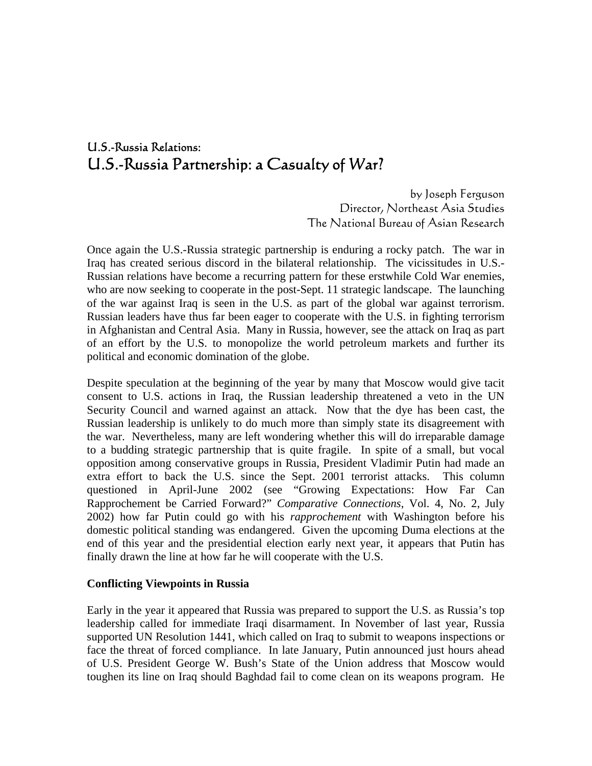U.S.-Russia Relations:

# U.S.-Russia Partnership: a Casualty of War?

by Joseph Ferguson
Director, Northeast Asia Studies
The National Bureau of Asian Research

Once again the U.S.-Russia strategic partnership is enduring a rocky patch. The war in Iraq has created serious discord in the bilateral relationship. The vicissitudes in U.S.-Russian relations have become a recurring pattern for these erstwhile Cold War enemies, who are now seeking to cooperate in the post-Sept. 11 strategic landscape. The launching of the war against Iraq is seen in the U.S. as part of the global war against terrorism. Russian leaders have thus far been eager to cooperate with the U.S. in fighting terrorism in Afghanistan and Central Asia. Many in Russia, however, see the attack on Iraq as part of an effort by the U.S. to monopolize the world petroleum markets and further its political and economic domination of the globe.

Despite speculation at the beginning of the year by many that Moscow would give tacit consent to U.S. actions in Iraq, the Russian leadership threatened a veto in the UN Security Council and warned against an attack. Now that the dye has been cast, the Russian leadership is unlikely to do much more than simply state its disagreement with the war. Nevertheless, many are left wondering whether this will do irreparable damage to a budding strategic partnership that is quite fragile. In spite of a small, but vocal opposition among conservative groups in Russia, President Vladimir Putin had made an extra effort to back the U.S. since the Sept. 2001 terrorist attacks. This column questioned in April-June 2002 (see "Growing Expectations: How Far Can Rapprochement be Carried Forward?" *Comparative Connections*, Vol. 4, No. 2, July 2002) how far Putin could go with his *rapprochement* with Washington before his domestic political standing was endangered. Given the upcoming Duma elections at the end of this year and the presidential election early next year, it appears that Putin has finally drawn the line at how far he will cooperate with the U.S.

**Conflicting Viewpoints in Russia**

Early in the year it appeared that Russia was prepared to support the U.S. as Russia's top leadership called for immediate Iraqi disarmament. In November of last year, Russia supported UN Resolution 1441, which called on Iraq to submit to weapons inspections or face the threat of forced compliance. In late January, Putin announced just hours ahead of U.S. President George W. Bush's State of the Union address that Moscow would toughen its line on Iraq should Baghdad fail to come clean on its weapons program. He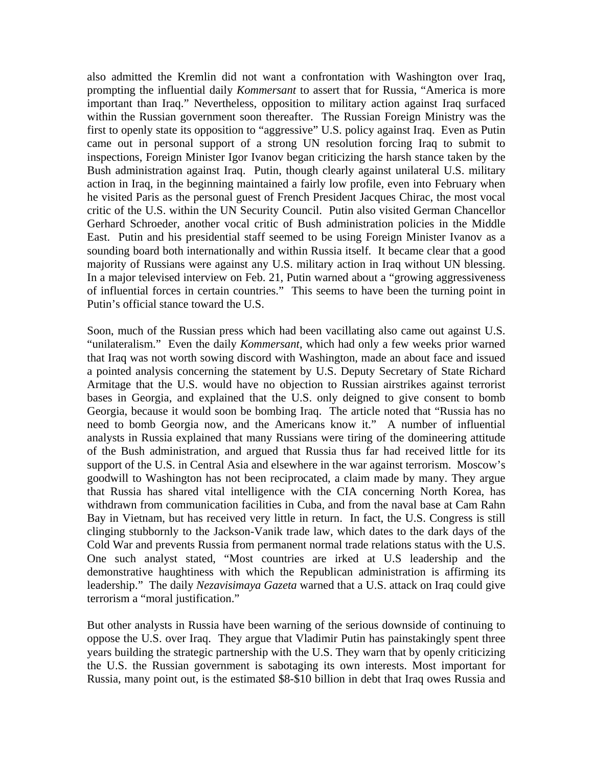also admitted the Kremlin did not want a confrontation with Washington over Iraq, prompting the influential daily *Kommersant* to assert that for Russia, "America is more important than Iraq." Nevertheless, opposition to military action against Iraq surfaced within the Russian government soon thereafter. The Russian Foreign Ministry was the first to openly state its opposition to "aggressive" U.S. policy against Iraq. Even as Putin came out in personal support of a strong UN resolution forcing Iraq to submit to inspections, Foreign Minister Igor Ivanov began criticizing the harsh stance taken by the Bush administration against Iraq. Putin, though clearly against unilateral U.S. military action in Iraq, in the beginning maintained a fairly low profile, even into February when he visited Paris as the personal guest of French President Jacques Chirac, the most vocal critic of the U.S. within the UN Security Council. Putin also visited German Chancellor Gerhard Schroeder, another vocal critic of Bush administration policies in the Middle East. Putin and his presidential staff seemed to be using Foreign Minister Ivanov as a sounding board both internationally and within Russia itself. It became clear that a good majority of Russians were against any U.S. military action in Iraq without UN blessing. In a major televised interview on Feb. 21, Putin warned about a "growing aggressiveness of influential forces in certain countries." This seems to have been the turning point in Putin's official stance toward the U.S.

Soon, much of the Russian press which had been vacillating also came out against U.S. "unilateralism." Even the daily *Kommersant*, which had only a few weeks prior warned that Iraq was not worth sowing discord with Washington, made an about face and issued a pointed analysis concerning the statement by U.S. Deputy Secretary of State Richard Armitage that the U.S. would have no objection to Russian airstrikes against terrorist bases in Georgia, and explained that the U.S. only deigned to give consent to bomb Georgia, because it would soon be bombing Iraq. The article noted that "Russia has no need to bomb Georgia now, and the Americans know it." A number of influential analysts in Russia explained that many Russians were tiring of the domineering attitude of the Bush administration, and argued that Russia thus far had received little for its support of the U.S. in Central Asia and elsewhere in the war against terrorism. Moscow's goodwill to Washington has not been reciprocated, a claim made by many. They argue that Russia has shared vital intelligence with the CIA concerning North Korea, has withdrawn from communication facilities in Cuba, and from the naval base at Cam Rahn Bay in Vietnam, but has received very little in return. In fact, the U.S. Congress is still clinging stubbornly to the Jackson-Vanik trade law, which dates to the dark days of the Cold War and prevents Russia from permanent normal trade relations status with the U.S. One such analyst stated, "Most countries are irked at U.S leadership and the demonstrative haughtiness with which the Republican administration is affirming its leadership." The daily *Nezavisimaya Gazeta* warned that a U.S. attack on Iraq could give terrorism a "moral justification."

But other analysts in Russia have been warning of the serious downside of continuing to oppose the U.S. over Iraq. They argue that Vladimir Putin has painstakingly spent three years building the strategic partnership with the U.S. They warn that by openly criticizing the U.S. the Russian government is sabotaging its own interests. Most important for Russia, many point out, is the estimated $8-$10 billion in debt that Iraq owes Russia and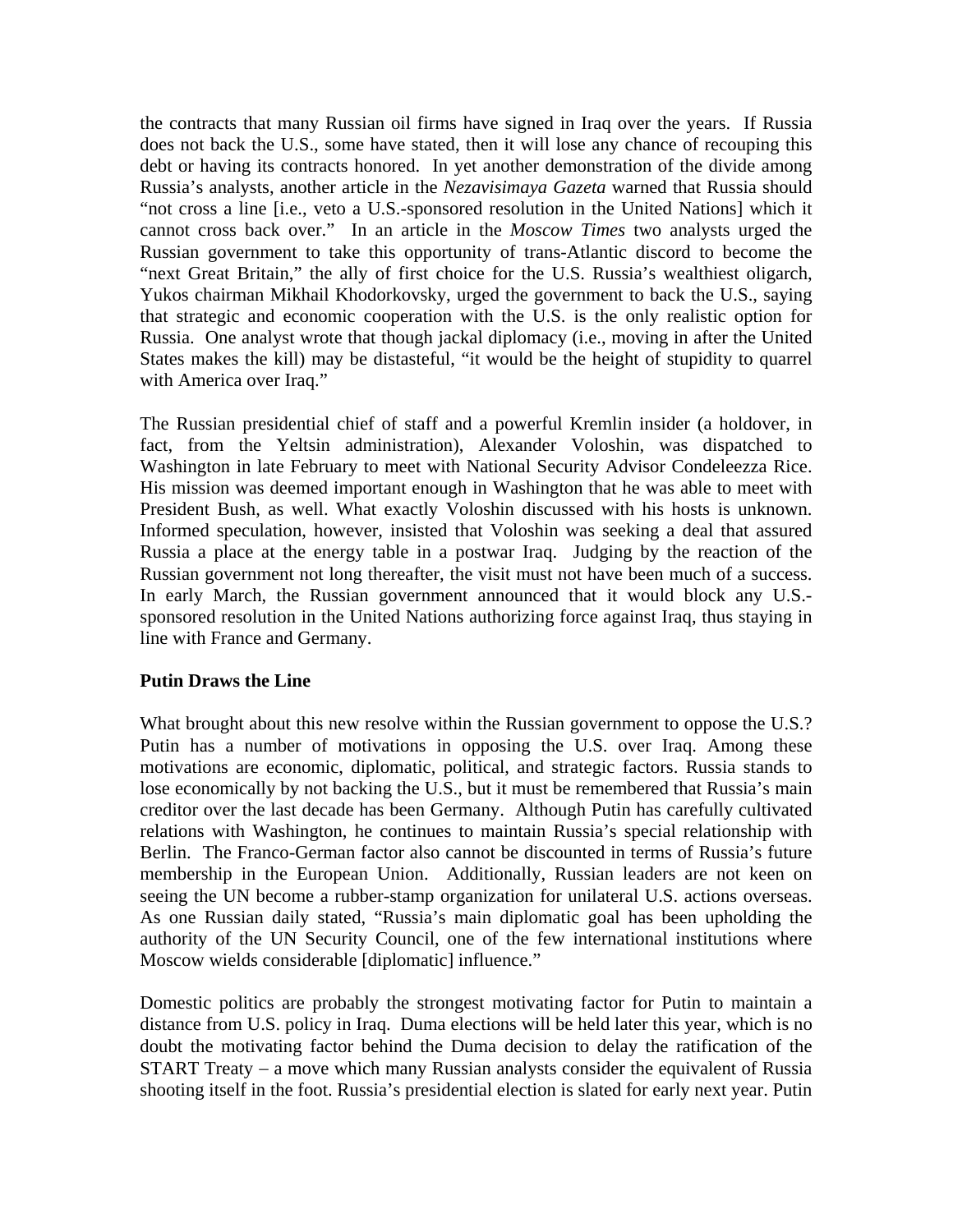the contracts that many Russian oil firms have signed in Iraq over the years. If Russia does not back the U.S., some have stated, then it will lose any chance of recouping this debt or having its contracts honored. In yet another demonstration of the divide among Russia's analysts, another article in the *Nezavisimaya Gazeta* warned that Russia should "not cross a line [i.e., veto a U.S.-sponsored resolution in the United Nations] which it cannot cross back over." In an article in the *Moscow Times* two analysts urged the Russian government to take this opportunity of trans-Atlantic discord to become the "next Great Britain," the ally of first choice for the U.S. Russia's wealthiest oligarch, Yukos chairman Mikhail Khodorkovsky, urged the government to back the U.S., saying that strategic and economic cooperation with the U.S. is the only realistic option for Russia. One analyst wrote that though jackal diplomacy (i.e., moving in after the United States makes the kill) may be distasteful, "it would be the height of stupidity to quarrel with America over Iraq."

The Russian presidential chief of staff and a powerful Kremlin insider (a holdover, in fact, from the Yeltsin administration), Alexander Voloshin, was dispatched to Washington in late February to meet with National Security Advisor Condeleezza Rice. His mission was deemed important enough in Washington that he was able to meet with President Bush, as well. What exactly Voloshin discussed with his hosts is unknown. Informed speculation, however, insisted that Voloshin was seeking a deal that assured Russia a place at the energy table in a postwar Iraq. Judging by the reaction of the Russian government not long thereafter, the visit must not have been much of a success. In early March, the Russian government announced that it would block any U.S.-sponsored resolution in the United Nations authorizing force against Iraq, thus staying in line with France and Germany.

**Putin Draws the Line**

What brought about this new resolve within the Russian government to oppose the U.S.? Putin has a number of motivations in opposing the U.S. over Iraq. Among these motivations are economic, diplomatic, political, and strategic factors. Russia stands to lose economically by not backing the U.S., but it must be remembered that Russia's main creditor over the last decade has been Germany. Although Putin has carefully cultivated relations with Washington, he continues to maintain Russia's special relationship with Berlin. The Franco-German factor also cannot be discounted in terms of Russia's future membership in the European Union. Additionally, Russian leaders are not keen on seeing the UN become a rubber-stamp organization for unilateral U.S. actions overseas. As one Russian daily stated, "Russia's main diplomatic goal has been upholding the authority of the UN Security Council, one of the few international institutions where Moscow wields considerable [diplomatic] influence."

Domestic politics are probably the strongest motivating factor for Putin to maintain a distance from U.S. policy in Iraq. Duma elections will be held later this year, which is no doubt the motivating factor behind the Duma decision to delay the ratification of the START Treaty – a move which many Russian analysts consider the equivalent of Russia shooting itself in the foot. Russia's presidential election is slated for early next year. Putin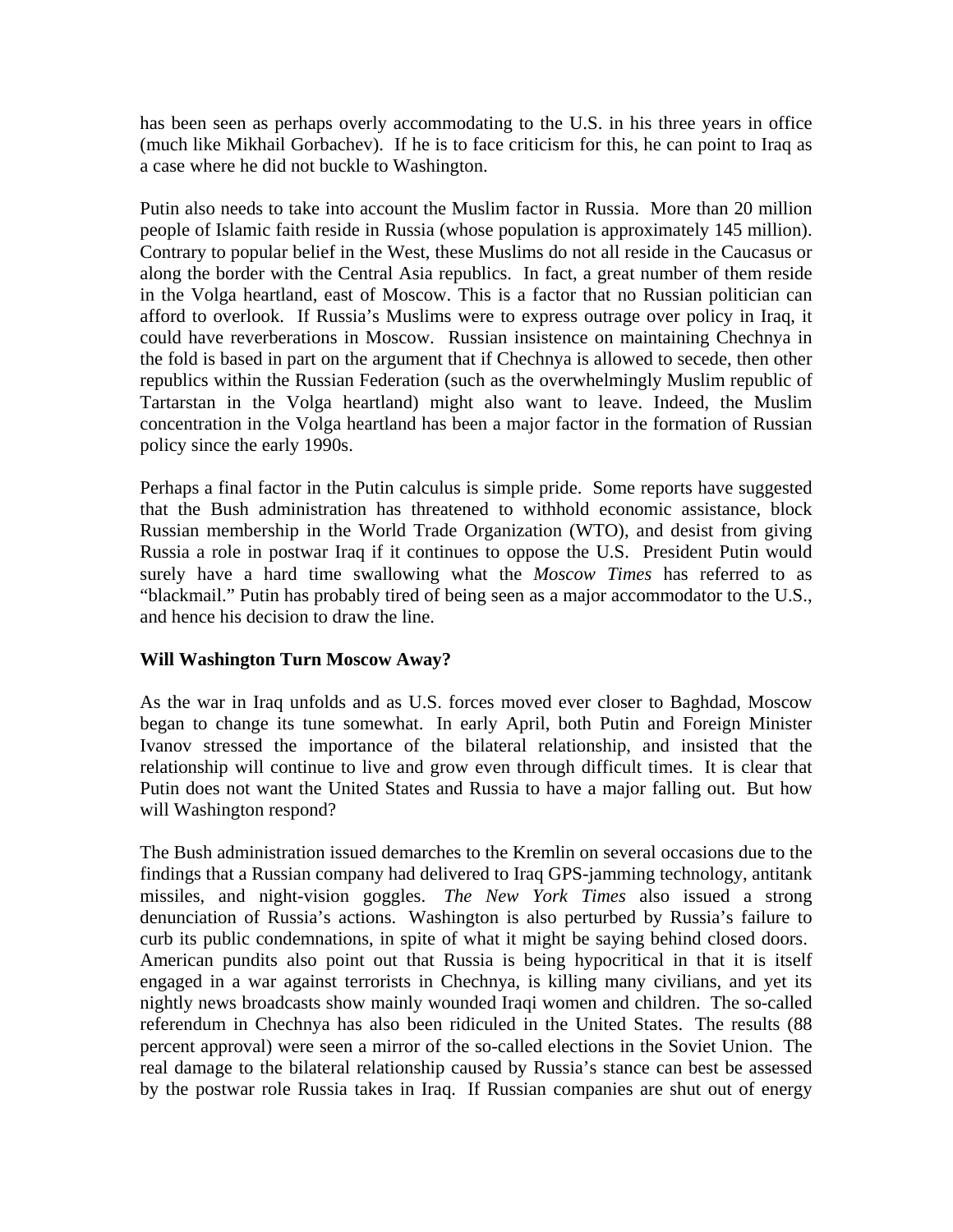has been seen as perhaps overly accommodating to the U.S. in his three years in office (much like Mikhail Gorbachev). If he is to face criticism for this, he can point to Iraq as a case where he did not buckle to Washington.

Putin also needs to take into account the Muslim factor in Russia. More than 20 million people of Islamic faith reside in Russia (whose population is approximately 145 million). Contrary to popular belief in the West, these Muslims do not all reside in the Caucasus or along the border with the Central Asia republics. In fact, a great number of them reside in the Volga heartland, east of Moscow. This is a factor that no Russian politician can afford to overlook. If Russia's Muslims were to express outrage over policy in Iraq, it could have reverberations in Moscow. Russian insistence on maintaining Chechnya in the fold is based in part on the argument that if Chechnya is allowed to secede, then other republics within the Russian Federation (such as the overwhelmingly Muslim republic of Tartarstan in the Volga heartland) might also want to leave. Indeed, the Muslim concentration in the Volga heartland has been a major factor in the formation of Russian policy since the early 1990s.

Perhaps a final factor in the Putin calculus is simple pride. Some reports have suggested that the Bush administration has threatened to withhold economic assistance, block Russian membership in the World Trade Organization (WTO), and desist from giving Russia a role in postwar Iraq if it continues to oppose the U.S. President Putin would surely have a hard time swallowing what the *Moscow Times* has referred to as "blackmail." Putin has probably tired of being seen as a major accommodator to the U.S., and hence his decision to draw the line.

**Will Washington Turn Moscow Away?**

As the war in Iraq unfolds and as U.S. forces moved ever closer to Baghdad, Moscow began to change its tune somewhat. In early April, both Putin and Foreign Minister Ivanov stressed the importance of the bilateral relationship, and insisted that the relationship will continue to live and grow even through difficult times. It is clear that Putin does not want the United States and Russia to have a major falling out. But how will Washington respond?

The Bush administration issued demarches to the Kremlin on several occasions due to the findings that a Russian company had delivered to Iraq GPS-jamming technology, antitank missiles, and night-vision goggles. *The New York Times* also issued a strong denunciation of Russia's actions. Washington is also perturbed by Russia's failure to curb its public condemnations, in spite of what it might be saying behind closed doors. American pundits also point out that Russia is being hypocritical in that it is itself engaged in a war against terrorists in Chechnya, is killing many civilians, and yet its nightly news broadcasts show mainly wounded Iraqi women and children. The so-called referendum in Chechnya has also been ridiculed in the United States. The results (88 percent approval) were seen a mirror of the so-called elections in the Soviet Union. The real damage to the bilateral relationship caused by Russia's stance can best be assessed by the postwar role Russia takes in Iraq. If Russian companies are shut out of energy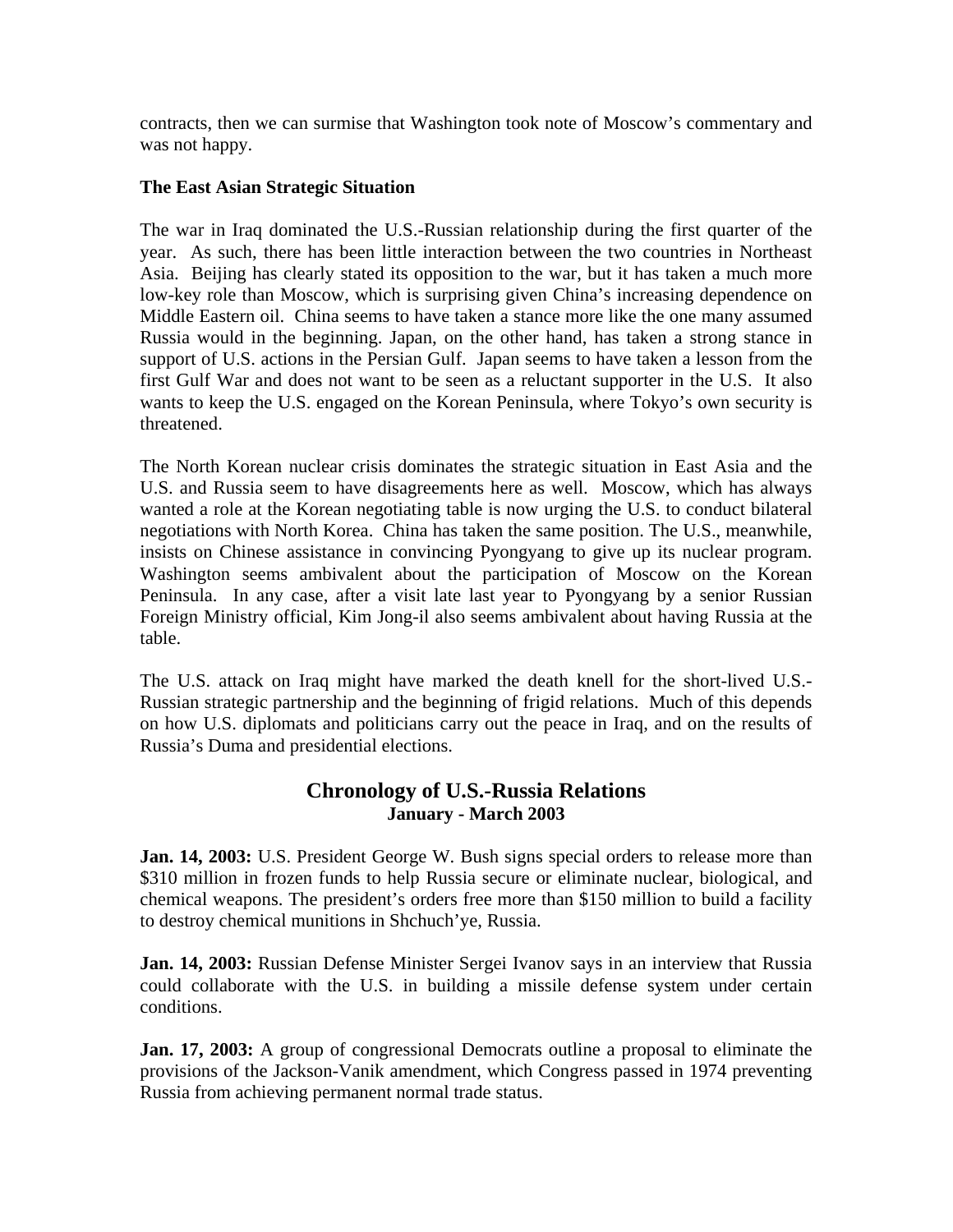contracts, then we can surmise that Washington took note of Moscow's commentary and was not happy.

**The East Asian Strategic Situation**

The war in Iraq dominated the U.S.-Russian relationship during the first quarter of the year. As such, there has been little interaction between the two countries in Northeast Asia. Beijing has clearly stated its opposition to the war, but it has taken a much more low-key role than Moscow, which is surprising given China's increasing dependence on Middle Eastern oil. China seems to have taken a stance more like the one many assumed Russia would in the beginning. Japan, on the other hand, has taken a strong stance in support of U.S. actions in the Persian Gulf. Japan seems to have taken a lesson from the first Gulf War and does not want to be seen as a reluctant supporter in the U.S. It also wants to keep the U.S. engaged on the Korean Peninsula, where Tokyo's own security is threatened.

The North Korean nuclear crisis dominates the strategic situation in East Asia and the U.S. and Russia seem to have disagreements here as well. Moscow, which has always wanted a role at the Korean negotiating table is now urging the U.S. to conduct bilateral negotiations with North Korea. China has taken the same position. The U.S., meanwhile, insists on Chinese assistance in convincing Pyongyang to give up its nuclear program. Washington seems ambivalent about the participation of Moscow on the Korean Peninsula. In any case, after a visit late last year to Pyongyang by a senior Russian Foreign Ministry official, Kim Jong-il also seems ambivalent about having Russia at the table.

The U.S. attack on Iraq might have marked the death knell for the short-lived U.S.-Russian strategic partnership and the beginning of frigid relations. Much of this depends on how U.S. diplomats and politicians carry out the peace in Iraq, and on the results of Russia's Duma and presidential elections.

## Chronology of U.S.-Russia Relations
### January - March 2003

**Jan. 14, 2003:** U.S. President George W. Bush signs special orders to release more than $310 million in frozen funds to help Russia secure or eliminate nuclear, biological, and chemical weapons. The president's orders free more than $150 million to build a facility to destroy chemical munitions in Shchuch'ye, Russia.

**Jan. 14, 2003:** Russian Defense Minister Sergei Ivanov says in an interview that Russia could collaborate with the U.S. in building a missile defense system under certain conditions.

**Jan. 17, 2003:** A group of congressional Democrats outline a proposal to eliminate the provisions of the Jackson-Vanik amendment, which Congress passed in 1974 preventing Russia from achieving permanent normal trade status.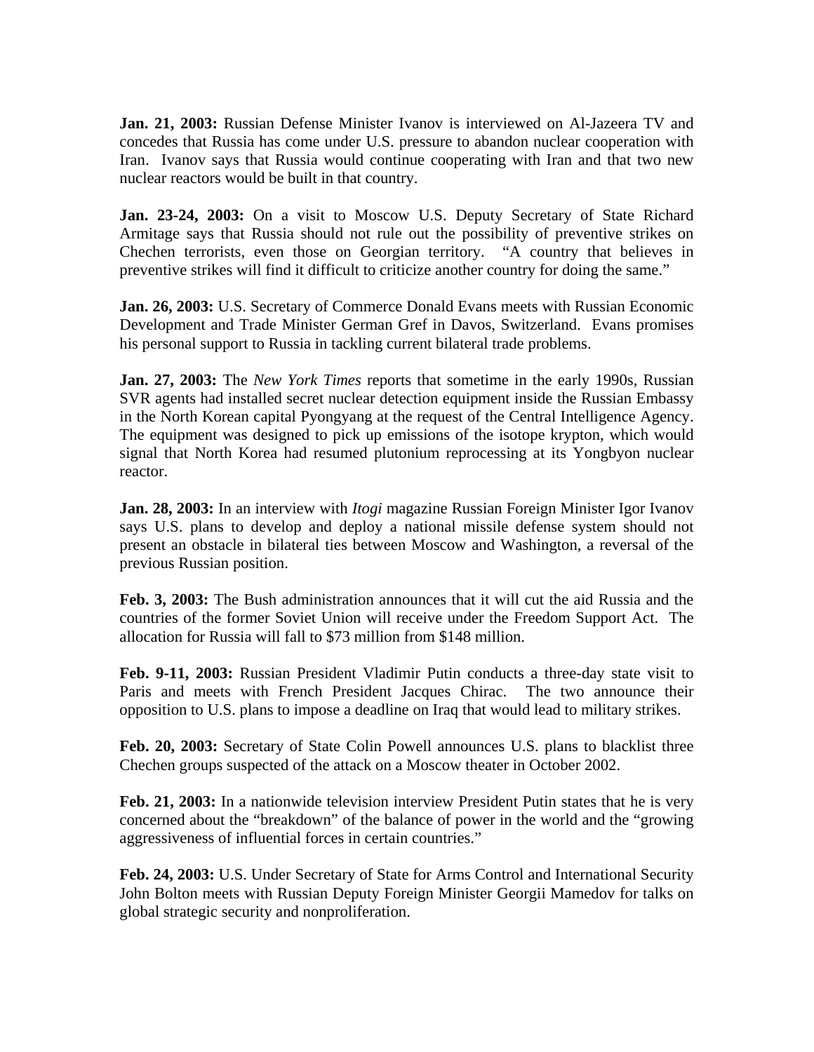**Jan. 21, 2003:** Russian Defense Minister Ivanov is interviewed on Al-Jazeera TV and concedes that Russia has come under U.S. pressure to abandon nuclear cooperation with Iran. Ivanov says that Russia would continue cooperating with Iran and that two new nuclear reactors would be built in that country.

**Jan. 23-24, 2003:** On a visit to Moscow U.S. Deputy Secretary of State Richard Armitage says that Russia should not rule out the possibility of preventive strikes on Chechen terrorists, even those on Georgian territory. "A country that believes in preventive strikes will find it difficult to criticize another country for doing the same."

**Jan. 26, 2003:** U.S. Secretary of Commerce Donald Evans meets with Russian Economic Development and Trade Minister German Gref in Davos, Switzerland. Evans promises his personal support to Russia in tackling current bilateral trade problems.

**Jan. 27, 2003:** The *New York Times* reports that sometime in the early 1990s, Russian SVR agents had installed secret nuclear detection equipment inside the Russian Embassy in the North Korean capital Pyongyang at the request of the Central Intelligence Agency. The equipment was designed to pick up emissions of the isotope krypton, which would signal that North Korea had resumed plutonium reprocessing at its Yongbyon nuclear reactor.

**Jan. 28, 2003:** In an interview with *Itogi* magazine Russian Foreign Minister Igor Ivanov says U.S. plans to develop and deploy a national missile defense system should not present an obstacle in bilateral ties between Moscow and Washington, a reversal of the previous Russian position.

**Feb. 3, 2003:** The Bush administration announces that it will cut the aid Russia and the countries of the former Soviet Union will receive under the Freedom Support Act. The allocation for Russia will fall to $73 million from $148 million.

**Feb. 9-11, 2003:** Russian President Vladimir Putin conducts a three-day state visit to Paris and meets with French President Jacques Chirac. The two announce their opposition to U.S. plans to impose a deadline on Iraq that would lead to military strikes.

**Feb. 20, 2003:** Secretary of State Colin Powell announces U.S. plans to blacklist three Chechen groups suspected of the attack on a Moscow theater in October 2002.

**Feb. 21, 2003:** In a nationwide television interview President Putin states that he is very concerned about the "breakdown" of the balance of power in the world and the "growing aggressiveness of influential forces in certain countries."

**Feb. 24, 2003:** U.S. Under Secretary of State for Arms Control and International Security John Bolton meets with Russian Deputy Foreign Minister Georgii Mamedov for talks on global strategic security and nonproliferation.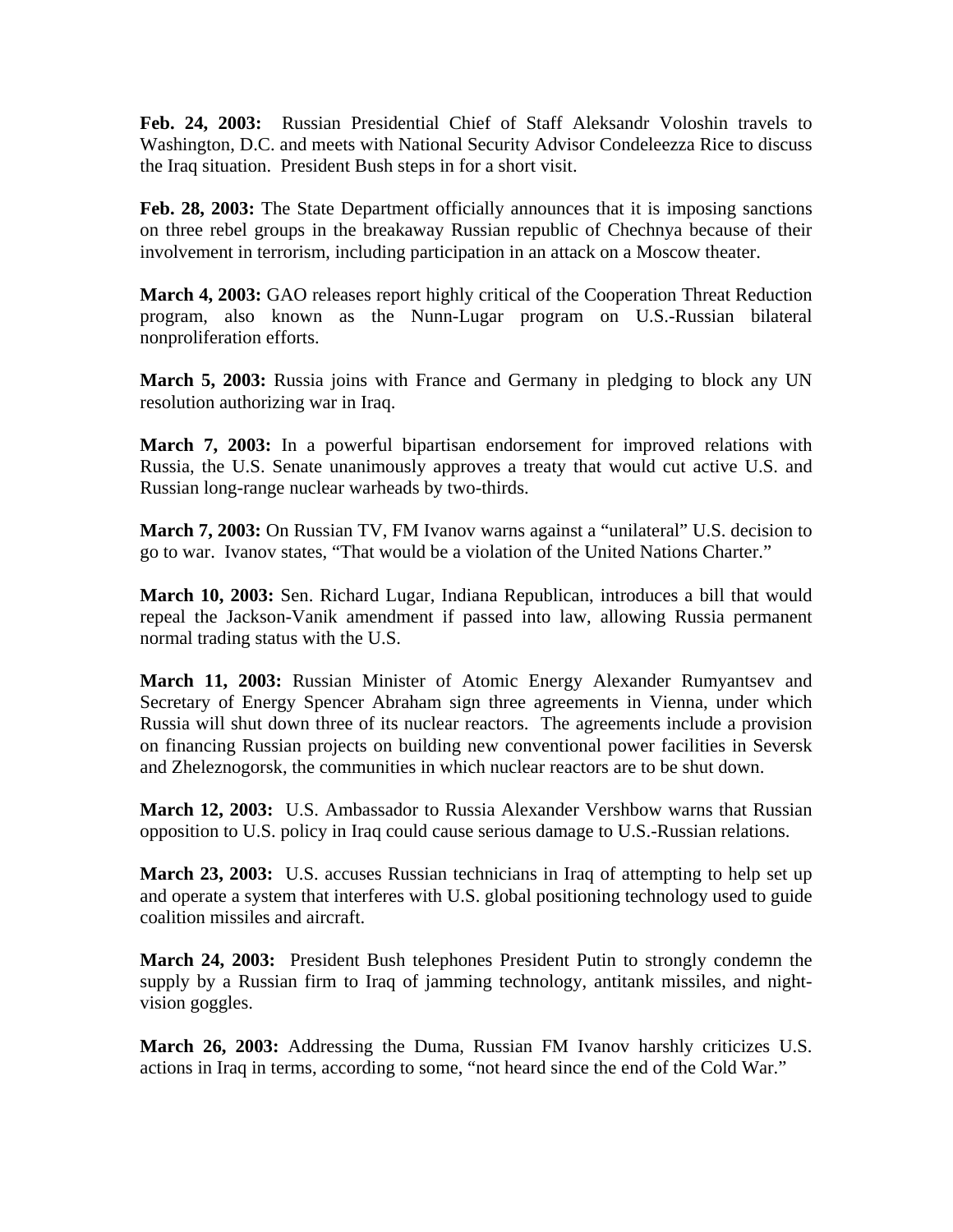**Feb. 24, 2003:** Russian Presidential Chief of Staff Aleksandr Voloshin travels to Washington, D.C. and meets with National Security Advisor Condeleezza Rice to discuss the Iraq situation. President Bush steps in for a short visit.

**Feb. 28, 2003:** The State Department officially announces that it is imposing sanctions on three rebel groups in the breakaway Russian republic of Chechnya because of their involvement in terrorism, including participation in an attack on a Moscow theater.

**March 4, 2003:** GAO releases report highly critical of the Cooperation Threat Reduction program, also known as the Nunn-Lugar program on U.S.-Russian bilateral nonproliferation efforts.

**March 5, 2003:** Russia joins with France and Germany in pledging to block any UN resolution authorizing war in Iraq.

**March 7, 2003:** In a powerful bipartisan endorsement for improved relations with Russia, the U.S. Senate unanimously approves a treaty that would cut active U.S. and Russian long-range nuclear warheads by two-thirds.

**March 7, 2003:** On Russian TV, FM Ivanov warns against a "unilateral" U.S. decision to go to war. Ivanov states, "That would be a violation of the United Nations Charter."

**March 10, 2003:** Sen. Richard Lugar, Indiana Republican, introduces a bill that would repeal the Jackson-Vanik amendment if passed into law, allowing Russia permanent normal trading status with the U.S.

**March 11, 2003:** Russian Minister of Atomic Energy Alexander Rumyantsev and Secretary of Energy Spencer Abraham sign three agreements in Vienna, under which Russia will shut down three of its nuclear reactors. The agreements include a provision on financing Russian projects on building new conventional power facilities in Seversk and Zheleznogorsk, the communities in which nuclear reactors are to be shut down.

**March 12, 2003:** U.S. Ambassador to Russia Alexander Vershbow warns that Russian opposition to U.S. policy in Iraq could cause serious damage to U.S.-Russian relations.

**March 23, 2003:** U.S. accuses Russian technicians in Iraq of attempting to help set up and operate a system that interferes with U.S. global positioning technology used to guide coalition missiles and aircraft.

**March 24, 2003:** President Bush telephones President Putin to strongly condemn the supply by a Russian firm to Iraq of jamming technology, antitank missiles, and night-vision goggles.

**March 26, 2003:** Addressing the Duma, Russian FM Ivanov harshly criticizes U.S. actions in Iraq in terms, according to some, "not heard since the end of the Cold War."